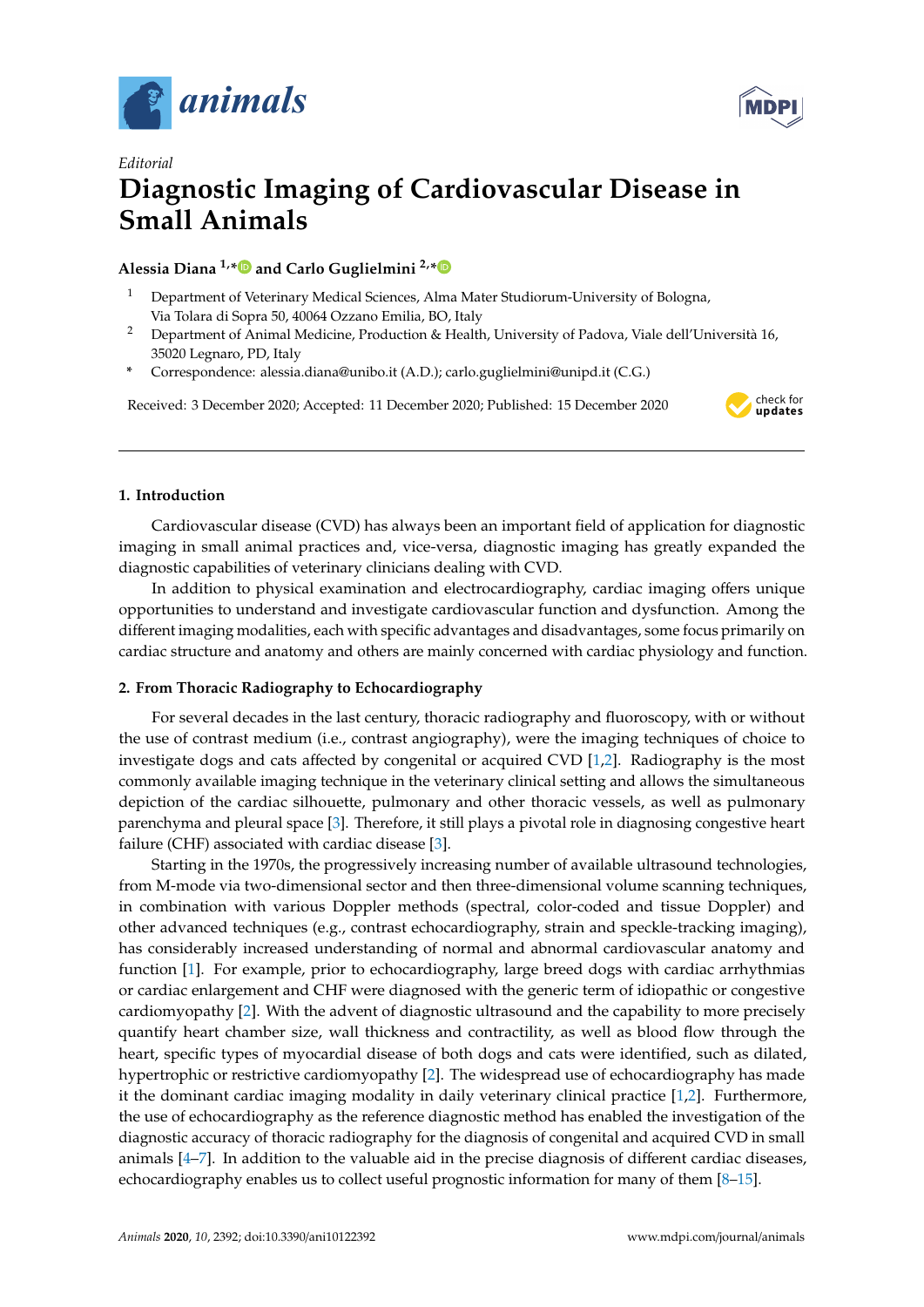*Editorial*

# Diagnostic Imaging of Cardiovascular Disease in Small Animals

**Alessia Diana [1,*] and Carlo Guglielmini [2,*]**

[1] Department of Veterinary Medical Sciences, Alma Mater Studiorum-University of Bologna, Via Tolara di Sopra 50, 40064 Ozzano Emilia, BO, Italy

[2] Department of Animal Medicine, Production & Health, University of Padova, Viale dell'Università 16, 35020 Legnaro, PD, Italy

[*] Correspondence: alessia.diana@unibo.it (A.D.); carlo.guglielmini@unipd.it (C.G.)

Received: 3 December 2020; Accepted: 11 December 2020; Published: 15 December 2020

## 1. Introduction

Cardiovascular disease (CVD) has always been an important field of application for diagnostic imaging in small animal practices and, vice-versa, diagnostic imaging has greatly expanded the diagnostic capabilities of veterinary clinicians dealing with CVD.

In addition to physical examination and electrocardiography, cardiac imaging offers unique opportunities to understand and investigate cardiovascular function and dysfunction. Among the different imaging modalities, each with specific advantages and disadvantages, some focus primarily on cardiac structure and anatomy and others are mainly concerned with cardiac physiology and function.

## 2. From Thoracic Radiography to Echocardiography

For several decades in the last century, thoracic radiography and fluoroscopy, with or without the use of contrast medium (i.e., contrast angiography), were the imaging techniques of choice to investigate dogs and cats affected by congenital or acquired CVD [1,2]. Radiography is the most commonly available imaging technique in the veterinary clinical setting and allows the simultaneous depiction of the cardiac silhouette, pulmonary and other thoracic vessels, as well as pulmonary parenchyma and pleural space [3]. Therefore, it still plays a pivotal role in diagnosing congestive heart failure (CHF) associated with cardiac disease [3].

Starting in the 1970s, the progressively increasing number of available ultrasound technologies, from M-mode via two-dimensional sector and then three-dimensional volume scanning techniques, in combination with various Doppler methods (spectral, color-coded and tissue Doppler) and other advanced techniques (e.g., contrast echocardiography, strain and speckle-tracking imaging), has considerably increased understanding of normal and abnormal cardiovascular anatomy and function [1]. For example, prior to echocardiography, large breed dogs with cardiac arrhythmias or cardiac enlargement and CHF were diagnosed with the generic term of idiopathic or congestive cardiomyopathy [2]. With the advent of diagnostic ultrasound and the capability to more precisely quantify heart chamber size, wall thickness and contractility, as well as blood flow through the heart, specific types of myocardial disease of both dogs and cats were identified, such as dilated, hypertrophic or restrictive cardiomyopathy [2]. The widespread use of echocardiography has made it the dominant cardiac imaging modality in daily veterinary clinical practice [1,2]. Furthermore, the use of echocardiography as the reference diagnostic method has enabled the investigation of the diagnostic accuracy of thoracic radiography for the diagnosis of congenital and acquired CVD in small animals [4–7]. In addition to the valuable aid in the precise diagnosis of different cardiac diseases, echocardiography enables us to collect useful prognostic information for many of them [8–15].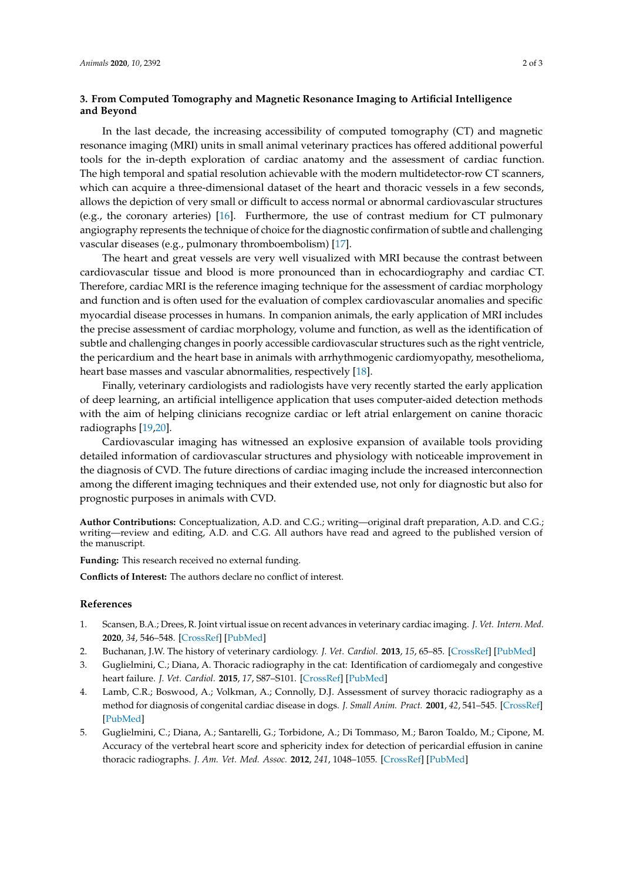## 3. From Computed Tomography and Magnetic Resonance Imaging to Artificial Intelligence and Beyond

In the last decade, the increasing accessibility of computed tomography (CT) and magnetic resonance imaging (MRI) units in small animal veterinary practices has offered additional powerful tools for the in-depth exploration of cardiac anatomy and the assessment of cardiac function. The high temporal and spatial resolution achievable with the modern multidetector-row CT scanners, which can acquire a three-dimensional dataset of the heart and thoracic vessels in a few seconds, allows the depiction of very small or difficult to access normal or abnormal cardiovascular structures (e.g., the coronary arteries) [16]. Furthermore, the use of contrast medium for CT pulmonary angiography represents the technique of choice for the diagnostic confirmation of subtle and challenging vascular diseases (e.g., pulmonary thromboembolism) [17].

The heart and great vessels are very well visualized with MRI because the contrast between cardiovascular tissue and blood is more pronounced than in echocardiography and cardiac CT. Therefore, cardiac MRI is the reference imaging technique for the assessment of cardiac morphology and function and is often used for the evaluation of complex cardiovascular anomalies and specific myocardial disease processes in humans. In companion animals, the early application of MRI includes the precise assessment of cardiac morphology, volume and function, as well as the identification of subtle and challenging changes in poorly accessible cardiovascular structures such as the right ventricle, the pericardium and the heart base in animals with arrhythmogenic cardiomyopathy, mesothelioma, heart base masses and vascular abnormalities, respectively [18].

Finally, veterinary cardiologists and radiologists have very recently started the early application of deep learning, an artificial intelligence application that uses computer-aided detection methods with the aim of helping clinicians recognize cardiac or left atrial enlargement on canine thoracic radiographs [19,20].

Cardiovascular imaging has witnessed an explosive expansion of available tools providing detailed information of cardiovascular structures and physiology with noticeable improvement in the diagnosis of CVD. The future directions of cardiac imaging include the increased interconnection among the different imaging techniques and their extended use, not only for diagnostic but also for prognostic purposes in animals with CVD.

**Author Contributions:** Conceptualization, A.D. and C.G.; writing—original draft preparation, A.D. and C.G.; writing—review and editing, A.D. and C.G. All authors have read and agreed to the published version of the manuscript.

**Funding:** This research received no external funding.

**Conflicts of Interest:** The authors declare no conflict of interest.

## References

1. Scansen, B.A.; Drees, R. Joint virtual issue on recent advances in veterinary cardiac imaging. *J. Vet. Intern. Med.* **2020**, *34*, 546–548. [CrossRef] [PubMed]
2. Buchanan, J.W. The history of veterinary cardiology. *J. Vet. Cardiol.* **2013**, *15*, 65–85. [CrossRef] [PubMed]
3. Guglielmini, C.; Diana, A. Thoracic radiography in the cat: Identification of cardiomegaly and congestive heart failure. *J. Vet. Cardiol.* **2015**, *17*, S87–S101. [CrossRef] [PubMed]
4. Lamb, C.R.; Boswood, A.; Volkman, A.; Connolly, D.J. Assessment of survey thoracic radiography as a method for diagnosis of congenital cardiac disease in dogs. *J. Small Anim. Pract.* **2001**, *42*, 541–545. [CrossRef] [PubMed]
5. Guglielmini, C.; Diana, A.; Santarelli, G.; Torbidone, A.; Di Tommaso, M.; Baron Toaldo, M.; Cipone, M. Accuracy of the vertebral heart score and sphericity index for detection of pericardial effusion in canine thoracic radiographs. *J. Am. Vet. Med. Assoc.* **2012**, *241*, 1048–1055. [CrossRef] [PubMed]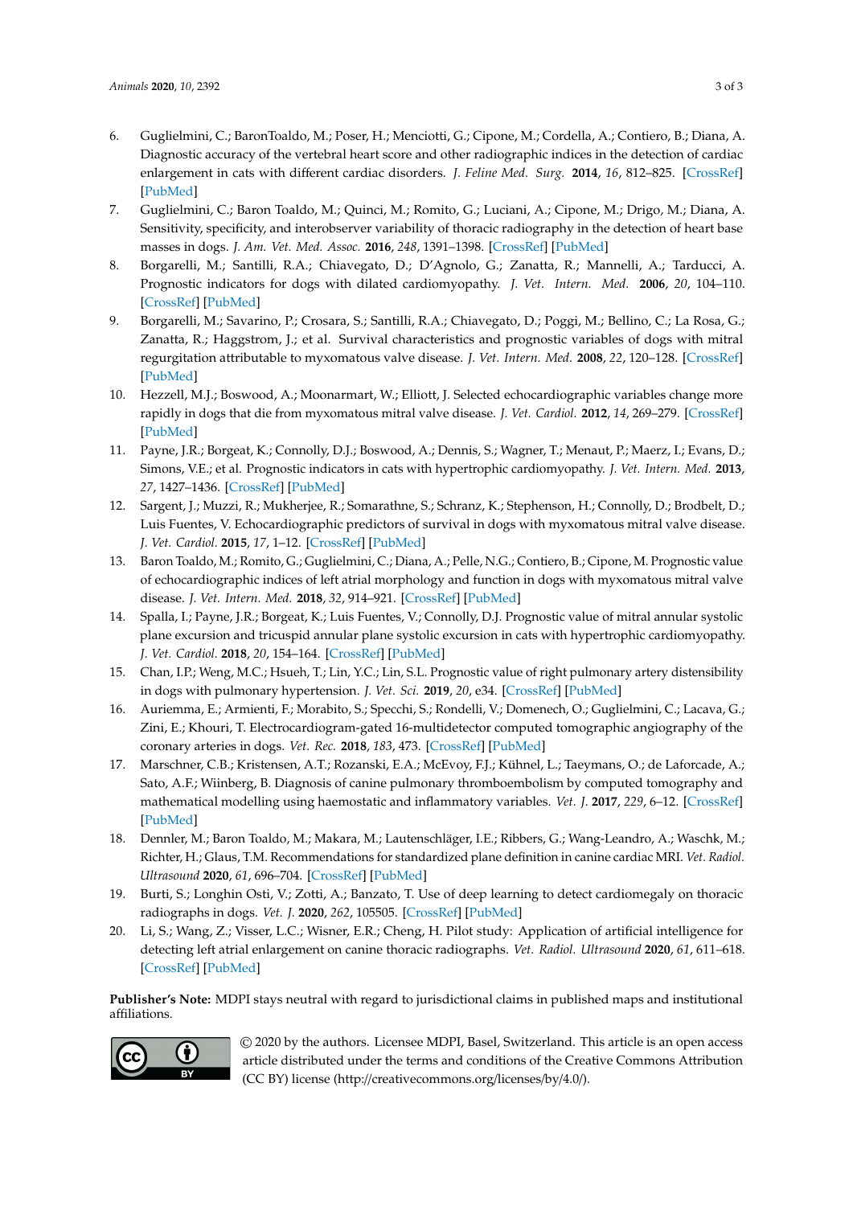6. Guglielmini, C.; BaronToaldo, M.; Poser, H.; Menciotti, G.; Cipone, M.; Cordella, A.; Contiero, B.; Diana, A. Diagnostic accuracy of the vertebral heart score and other radiographic indices in the detection of cardiac enlargement in cats with different cardiac disorders. *J. Feline Med. Surg.* **2014**, *16*, 812–825. [CrossRef] [PubMed]
7. Guglielmini, C.; Baron Toaldo, M.; Quinci, M.; Romito, G.; Luciani, A.; Cipone, M.; Drigo, M.; Diana, A. Sensitivity, specificity, and interobserver variability of thoracic radiography in the detection of heart base masses in dogs. *J. Am. Vet. Med. Assoc.* **2016**, *248*, 1391–1398. [CrossRef] [PubMed]
8. Borgarelli, M.; Santilli, R.A.; Chiavegato, D.; D'Agnolo, G.; Zanatta, R.; Mannelli, A.; Tarducci, A. Prognostic indicators for dogs with dilated cardiomyopathy. *J. Vet. Intern. Med.* **2006**, *20*, 104–110. [CrossRef] [PubMed]
9. Borgarelli, M.; Savarino, P.; Crosara, S.; Santilli, R.A.; Chiavegato, D.; Poggi, M.; Bellino, C.; La Rosa, G.; Zanatta, R.; Haggstrom, J.; et al. Survival characteristics and prognostic variables of dogs with mitral regurgitation attributable to myxomatous valve disease. *J. Vet. Intern. Med.* **2008**, *22*, 120–128. [CrossRef] [PubMed]
10. Hezzell, M.J.; Boswood, A.; Moonarmart, W.; Elliott, J. Selected echocardiographic variables change more rapidly in dogs that die from myxomatous mitral valve disease. *J. Vet. Cardiol.* **2012**, *14*, 269–279. [CrossRef] [PubMed]
11. Payne, J.R.; Borgeat, K.; Connolly, D.J.; Boswood, A.; Dennis, S.; Wagner, T.; Menaut, P.; Maerz, I.; Evans, D.; Simons, V.E.; et al. Prognostic indicators in cats with hypertrophic cardiomyopathy. *J. Vet. Intern. Med.* **2013**, *27*, 1427–1436. [CrossRef] [PubMed]
12. Sargent, J.; Muzzi, R.; Mukherjee, R.; Somarathne, S.; Schranz, K.; Stephenson, H.; Connolly, D.; Brodbelt, D.; Luis Fuentes, V. Echocardiographic predictors of survival in dogs with myxomatous mitral valve disease. *J. Vet. Cardiol.* **2015**, *17*, 1–12. [CrossRef] [PubMed]
13. Baron Toaldo, M.; Romito, G.; Guglielmini, C.; Diana, A.; Pelle, N.G.; Contiero, B.; Cipone, M. Prognostic value of echocardiographic indices of left atrial morphology and function in dogs with myxomatous mitral valve disease. *J. Vet. Intern. Med.* **2018**, *32*, 914–921. [CrossRef] [PubMed]
14. Spalla, I.; Payne, J.R.; Borgeat, K.; Luis Fuentes, V.; Connolly, D.J. Prognostic value of mitral annular systolic plane excursion and tricuspid annular plane systolic excursion in cats with hypertrophic cardiomyopathy. *J. Vet. Cardiol.* **2018**, *20*, 154–164. [CrossRef] [PubMed]
15. Chan, I.P.; Weng, M.C.; Hsueh, T.; Lin, Y.C.; Lin, S.L. Prognostic value of right pulmonary artery distensibility in dogs with pulmonary hypertension. *J. Vet. Sci.* **2019**, *20*, e34. [CrossRef] [PubMed]
16. Auriemma, E.; Armienti, F.; Morabito, S.; Specchi, S.; Rondelli, V.; Domenech, O.; Guglielmini, C.; Lacava, G.; Zini, E.; Khouri, T. Electrocardiogram-gated 16-multidetector computed tomographic angiography of the coronary arteries in dogs. *Vet. Rec.* **2018**, *183*, 473. [CrossRef] [PubMed]
17. Marschner, C.B.; Kristensen, A.T.; Rozanski, E.A.; McEvoy, F.J.; Kühnel, L.; Taeymans, O.; de Laforcade, A.; Sato, A.F.; Wiinberg, B. Diagnosis of canine pulmonary thromboembolism by computed tomography and mathematical modelling using haemostatic and inflammatory variables. *Vet. J.* **2017**, *229*, 6–12. [CrossRef] [PubMed]
18. Dennler, M.; Baron Toaldo, M.; Makara, M.; Lautenschläger, I.E.; Ribbers, G.; Wang-Leandro, A.; Waschk, M.; Richter, H.; Glaus, T.M. Recommendations for standardized plane definition in canine cardiac MRI. *Vet. Radiol. Ultrasound* **2020**, *61*, 696–704. [CrossRef] [PubMed]
19. Burti, S.; Longhin Osti, V.; Zotti, A.; Banzato, T. Use of deep learning to detect cardiomegaly on thoracic radiographs in dogs. *Vet. J.* **2020**, *262*, 105505. [CrossRef] [PubMed]
20. Li, S.; Wang, Z.; Visser, L.C.; Wisner, E.R.; Cheng, H. Pilot study: Application of artificial intelligence for detecting left atrial enlargement on canine thoracic radiographs. *Vet. Radiol. Ultrasound* **2020**, *61*, 611–618. [CrossRef] [PubMed]

**Publisher's Note:** MDPI stays neutral with regard to jurisdictional claims in published maps and institutional affiliations.

© 2020 by the authors. Licensee MDPI, Basel, Switzerland. This article is an open access article distributed under the terms and conditions of the Creative Commons Attribution (CC BY) license (http://creativecommons.org/licenses/by/4.0/).